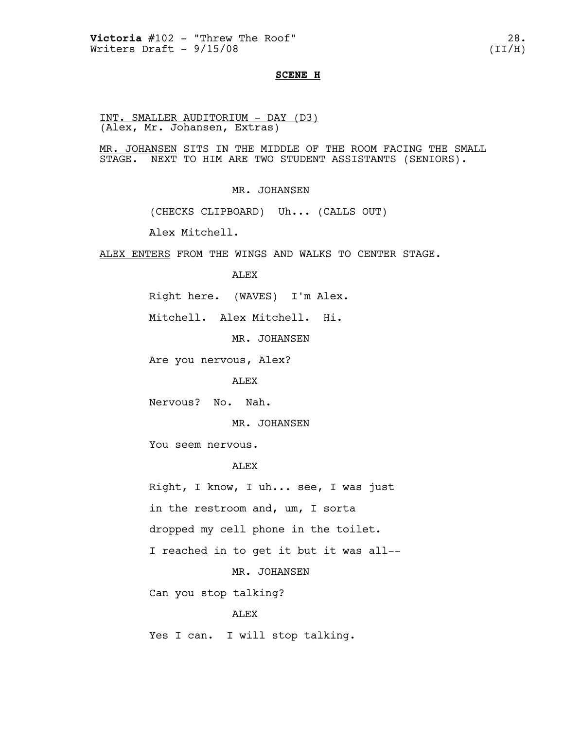**SCENE H**

INT. SMALLER AUDITORIUM - DAY (D3)
(Alex, Mr. Johansen, Extras)

MR. JOHANSEN SITS IN THE MIDDLE OF THE ROOM FACING THE SMALL STAGE. NEXT TO HIM ARE TWO STUDENT ASSISTANTS (SENIORS).

MR. JOHANSEN

(CHECKS CLIPBOARD) Uh... (CALLS OUT)

Alex Mitchell.

ALEX ENTERS FROM THE WINGS AND WALKS TO CENTER STAGE.

ALEX

Right here. (WAVES) I'm Alex.

Mitchell. Alex Mitchell. Hi.

MR. JOHANSEN

Are you nervous, Alex?

ALEX

Nervous? No. Nah.

MR. JOHANSEN

You seem nervous.

ALEX

Right, I know, I uh... see, I was just

in the restroom and, um, I sorta

dropped my cell phone in the toilet.

I reached in to get it but it was all--

MR. JOHANSEN

Can you stop talking?

ALEX

Yes I can. I will stop talking.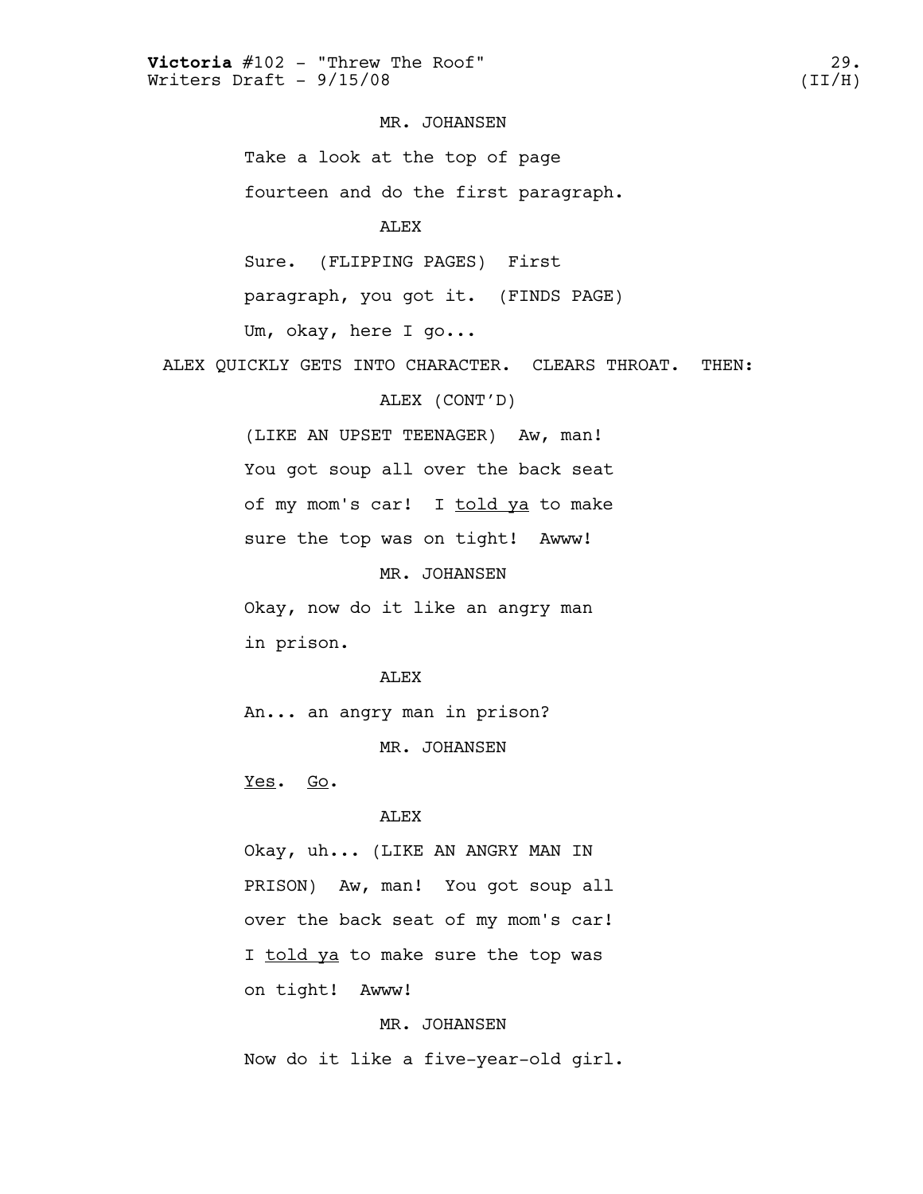MR. JOHANSEN

Take a look at the top of page fourteen and do the first paragraph.

ALEX

Sure. (FLIPPING PAGES) First paragraph, you got it. (FINDS PAGE) Um, okay, here I go...

ALEX QUICKLY GETS INTO CHARACTER. CLEARS THROAT. THEN:

ALEX (CONT'D)

(LIKE AN UPSET TEENAGER) Aw, man! You got soup all over the back seat of my mom's car! I <u>told ya</u> to make sure the top was on tight! Awww!

MR. JOHANSEN

Okay, now do it like an angry man in prison.

ALEX

An... an angry man in prison?

MR. JOHANSEN

<u>Yes</u>. <u>Go</u>.

ALEX

Okay, uh... (LIKE AN ANGRY MAN IN PRISON) Aw, man! You got soup all over the back seat of my mom's car! I <u>told ya</u> to make sure the top was on tight! Awww!

MR. JOHANSEN

Now do it like a five-year-old girl.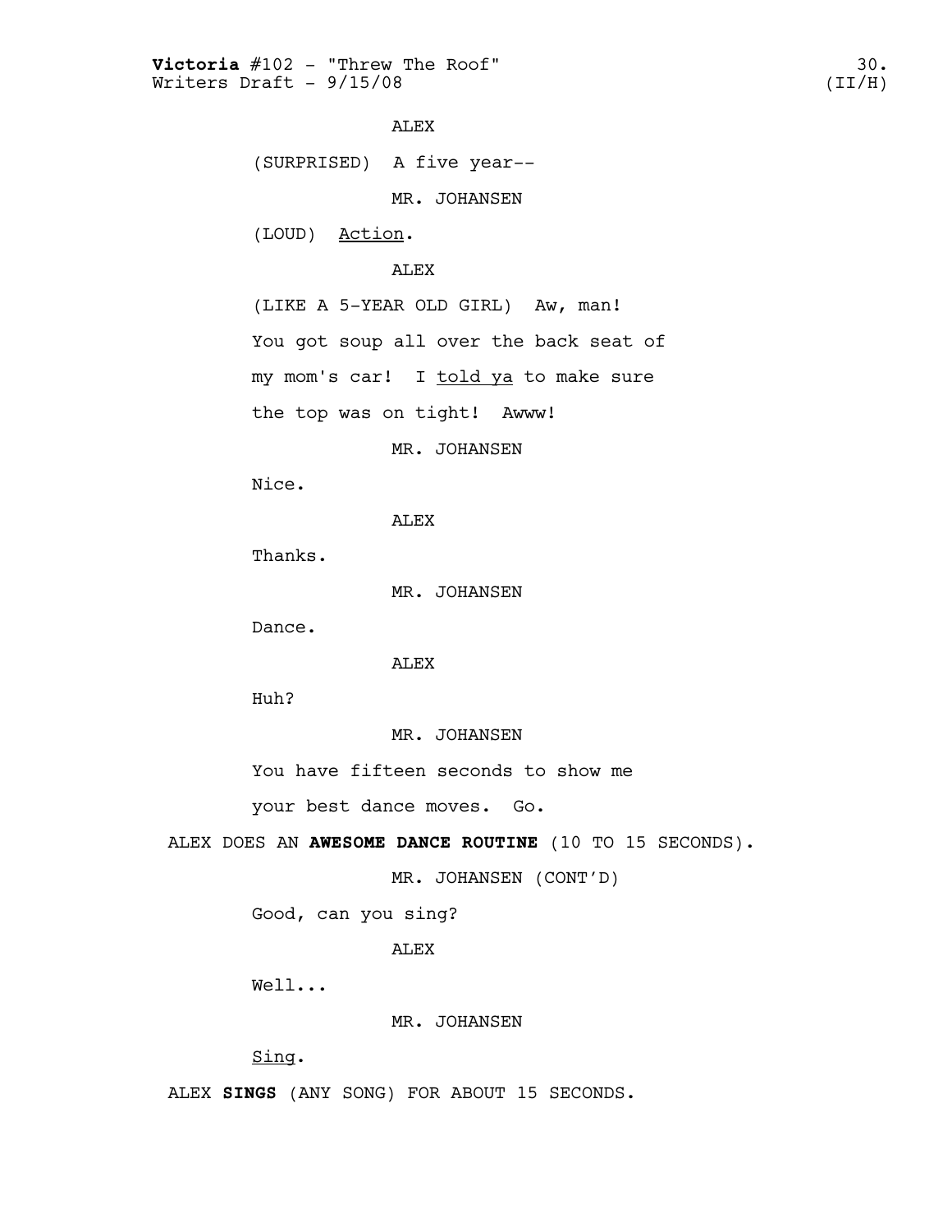ALEX

(SURPRISED) A five year--

MR. JOHANSEN

(LOUD) <u>Action</u>.

ALEX

(LIKE A 5-YEAR OLD GIRL) Aw, man! You got soup all over the back seat of my mom's car! I <u>told ya</u> to make sure the top was on tight! Awww!

MR. JOHANSEN

Nice.

ALEX

Thanks.

MR. JOHANSEN

Dance.

ALEX

Huh?

MR. JOHANSEN

You have fifteen seconds to show me your best dance moves. Go.

ALEX DOES AN **AWESOME DANCE ROUTINE** (10 TO 15 SECONDS).

MR. JOHANSEN (CONT'D)

Good, can you sing?

ALEX

Well...

MR. JOHANSEN

<u>Sing</u>.

ALEX **SINGS** (ANY SONG) FOR ABOUT 15 SECONDS.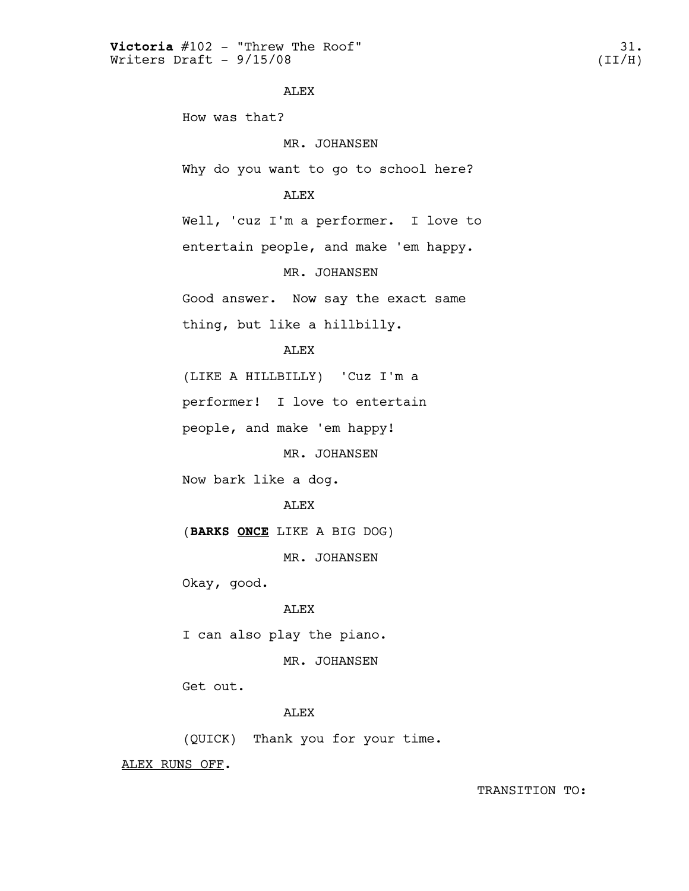ALEX

How was that?

MR. JOHANSEN

Why do you want to go to school here?

ALEX

Well, 'cuz I'm a performer. I love to entertain people, and make 'em happy.

MR. JOHANSEN

Good answer. Now say the exact same thing, but like a hillbilly.

ALEX

(LIKE A HILLBILLY) 'Cuz I'm a performer! I love to entertain people, and make 'em happy!

MR. JOHANSEN

Now bark like a dog.

ALEX

(**BARKS <u>ONCE</u>** LIKE A BIG DOG)

MR. JOHANSEN

Okay, good.

ALEX

I can also play the piano.

MR. JOHANSEN

Get out.

ALEX

(QUICK) Thank you for your time.

<u>ALEX RUNS OFF</u>.

TRANSITION TO: